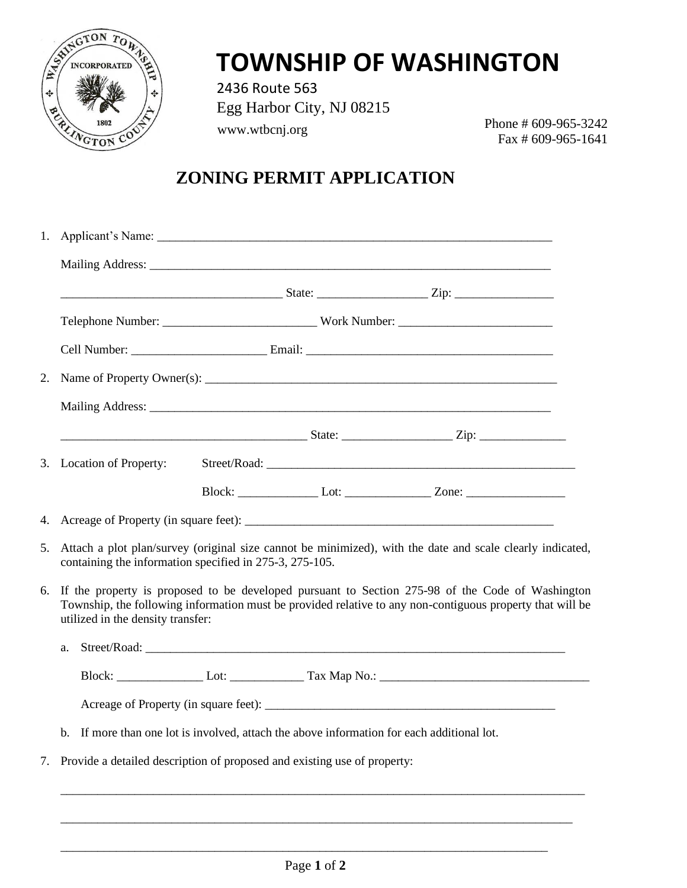# TOWNSHIP OF WASHINGTON

2436 Route 563
Egg Harbor City, NJ 08215
www.wtbcnj.org

Phone # 609-965-3242
Fax # 609-965-1641

## ZONING PERMIT APPLICATION

1. Applicant's Name: ___________________________________________________________________

   Mailing Address: ___________________________________________________________________

   ____________________________________ State: __________________ Zip: ________________

   Telephone Number: _________________________ Work Number: _________________________

   Cell Number: ______________________ Email: ________________________________________

2. Name of Property Owner(s): ____________________________________________________________

   Mailing Address: ___________________________________________________________________

   ________________________________________ State: __________________ Zip: ______________

3. Location of Property: Street/Road: _____________________________________________________

   Block: _____________ Lot: ______________ Zone: ________________

4. Acreage of Property (in square feet): _____________________________________________________

5. Attach a plot plan/survey (original size cannot be minimized), with the date and scale clearly indicated, containing the information specified in 275-3, 275-105.

6. If the property is proposed to be developed pursuant to Section 275-98 of the Code of Washington Township, the following information must be provided relative to any non-contiguous property that will be utilized in the density transfer:

   a. Street/Road: _________________________________________________________________________

      Block: ______________ Lot: ____________ Tax Map No.: ___________________________________

      Acreage of Property (in square feet): ___________________________________________________

   b. If more than one lot is involved, attach the above information for each additional lot.

7. Provide a detailed description of proposed and existing use of property:

   ___________________________________________________________________________________

   ___________________________________________________________________________________

   ___________________________________________________________________________________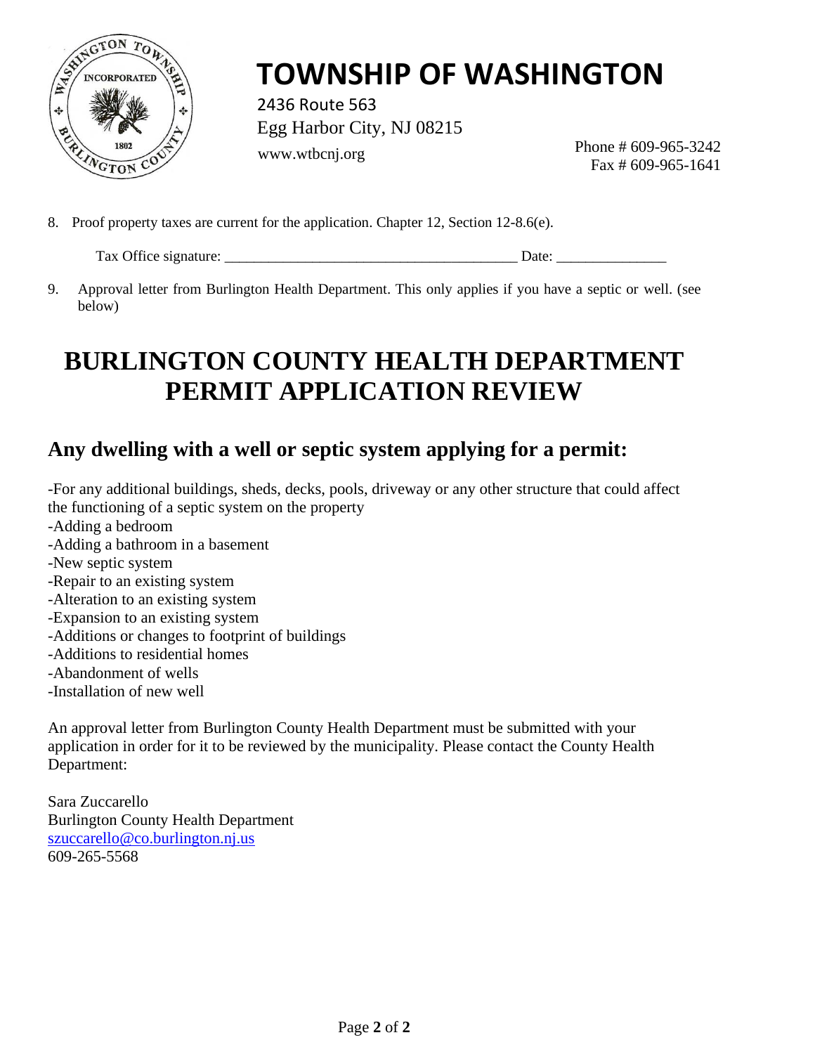# TOWNSHIP OF WASHINGTON

2436 Route 563
Egg Harbor City, NJ 08215
www.wtbcnj.org

Phone # 609-965-3242
Fax # 609-965-1641

8. Proof property taxes are current for the application. Chapter 12, Section 12-8.6(e).

   Tax Office signature: ________________________________________ Date: _______________

9. Approval letter from Burlington Health Department. This only applies if you have a septic or well. (see below)

# BURLINGTON COUNTY HEALTH DEPARTMENT PERMIT APPLICATION REVIEW

## Any dwelling with a well or septic system applying for a permit:

-For any additional buildings, sheds, decks, pools, driveway or any other structure that could affect the functioning of a septic system on the property
-Adding a bedroom
-Adding a bathroom in a basement
-New septic system
-Repair to an existing system
-Alteration to an existing system
-Expansion to an existing system
-Additions or changes to footprint of buildings
-Additions to residential homes
-Abandonment of wells
-Installation of new well

An approval letter from Burlington County Health Department must be submitted with your application in order for it to be reviewed by the municipality. Please contact the County Health Department:

Sara Zuccarello
Burlington County Health Department
szuccarello@co.burlington.nj.us
609-265-5568